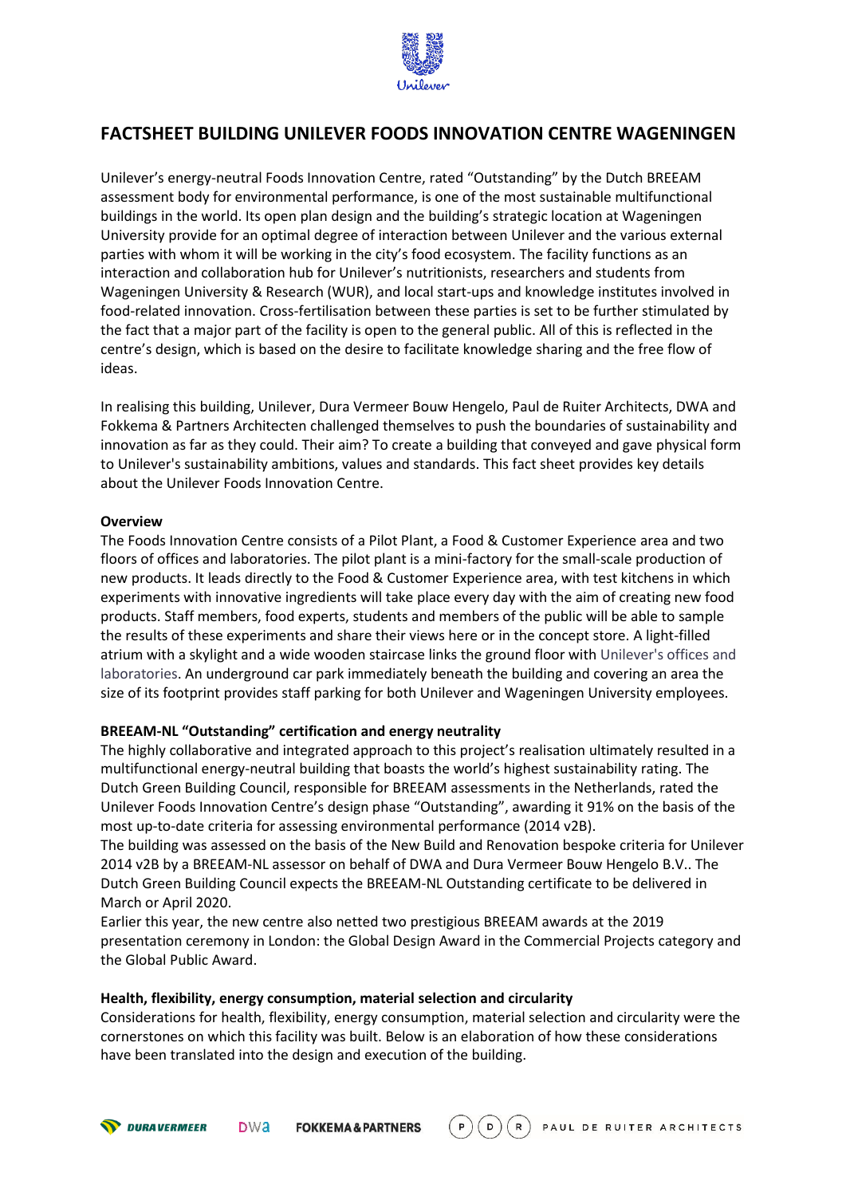# FACTSHEET BUILDING UNILEVER FOODS INNOVATION CENTRE WAGENINGEN

Unilever's energy-neutral Foods Innovation Centre, rated "Outstanding" by the Dutch BREEAM assessment body for environmental performance, is one of the most sustainable multifunctional buildings in the world. Its open plan design and the building's strategic location at Wageningen University provide for an optimal degree of interaction between Unilever and the various external parties with whom it will be working in the city's food ecosystem. The facility functions as an interaction and collaboration hub for Unilever's nutritionists, researchers and students from Wageningen University & Research (WUR), and local start-ups and knowledge institutes involved in food-related innovation. Cross-fertilisation between these parties is set to be further stimulated by the fact that a major part of the facility is open to the general public. All of this is reflected in the centre's design, which is based on the desire to facilitate knowledge sharing and the free flow of ideas.

In realising this building, Unilever, Dura Vermeer Bouw Hengelo, Paul de Ruiter Architects, DWA and Fokkema & Partners Architecten challenged themselves to push the boundaries of sustainability and innovation as far as they could. Their aim? To create a building that conveyed and gave physical form to Unilever's sustainability ambitions, values and standards. This fact sheet provides key details about the Unilever Foods Innovation Centre.

**Overview**

The Foods Innovation Centre consists of a Pilot Plant, a Food & Customer Experience area and two floors of offices and laboratories. The pilot plant is a mini-factory for the small-scale production of new products. It leads directly to the Food & Customer Experience area, with test kitchens in which experiments with innovative ingredients will take place every day with the aim of creating new food products. Staff members, food experts, students and members of the public will be able to sample the results of these experiments and share their views here or in the concept store. A light-filled atrium with a skylight and a wide wooden staircase links the ground floor with Unilever's offices and laboratories. An underground car park immediately beneath the building and covering an area the size of its footprint provides staff parking for both Unilever and Wageningen University employees.

**BREEAM-NL "Outstanding" certification and energy neutrality**

The highly collaborative and integrated approach to this project's realisation ultimately resulted in a multifunctional energy-neutral building that boasts the world's highest sustainability rating. The Dutch Green Building Council, responsible for BREEAM assessments in the Netherlands, rated the Unilever Foods Innovation Centre's design phase "Outstanding", awarding it 91% on the basis of the most up-to-date criteria for assessing environmental performance (2014 v2B).

The building was assessed on the basis of the New Build and Renovation bespoke criteria for Unilever 2014 v2B by a BREEAM-NL assessor on behalf of DWA and Dura Vermeer Bouw Hengelo B.V.. The Dutch Green Building Council expects the BREEAM-NL Outstanding certificate to be delivered in March or April 2020.

Earlier this year, the new centre also netted two prestigious BREEAM awards at the 2019 presentation ceremony in London: the Global Design Award in the Commercial Projects category and the Global Public Award.

**Health, flexibility, energy consumption, material selection and circularity**

Considerations for health, flexibility, energy consumption, material selection and circularity were the cornerstones on which this facility was built. Below is an elaboration of how these considerations have been translated into the design and execution of the building.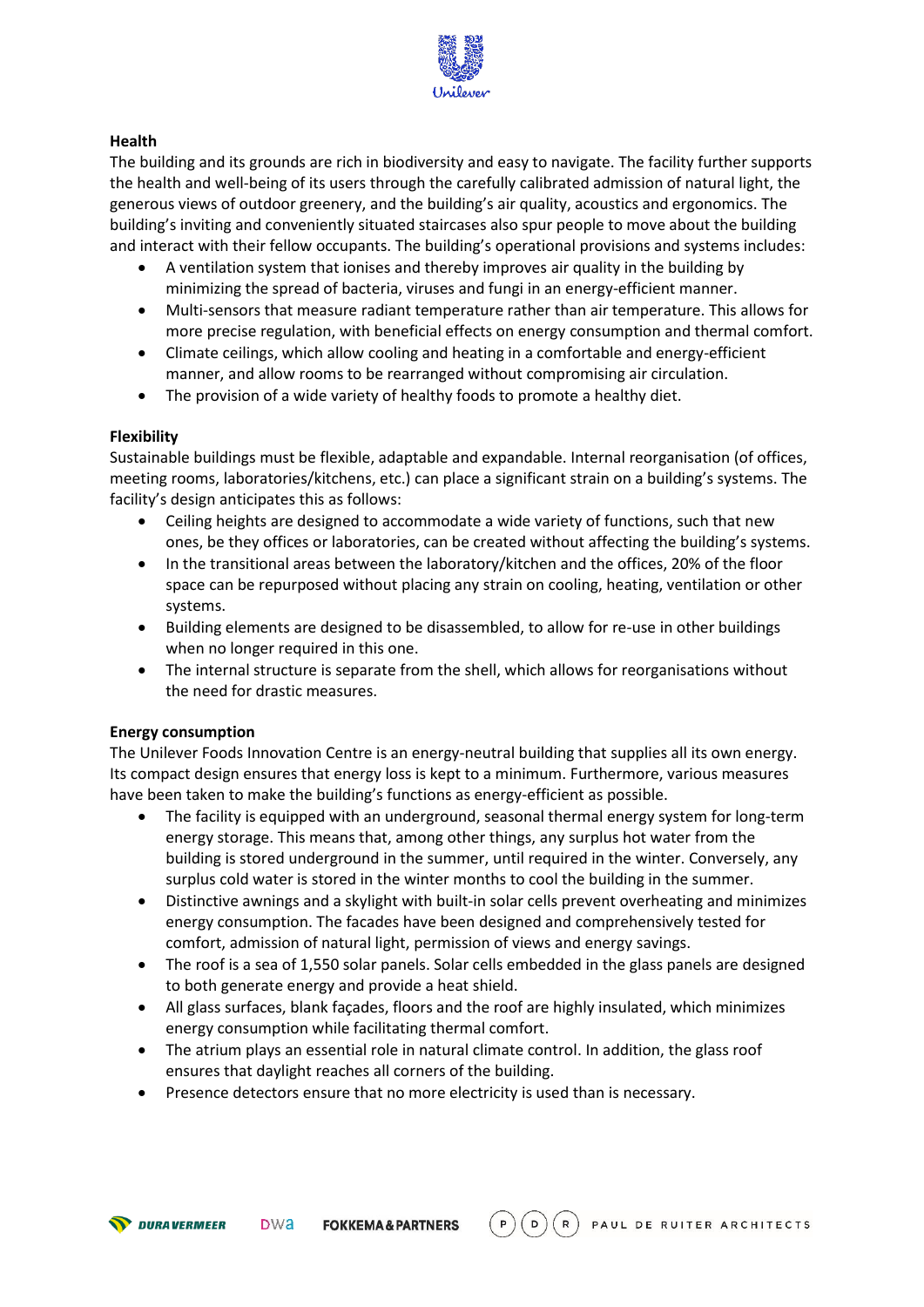**Health**

The building and its grounds are rich in biodiversity and easy to navigate. The facility further supports the health and well-being of its users through the carefully calibrated admission of natural light, the generous views of outdoor greenery, and the building's air quality, acoustics and ergonomics. The building's inviting and conveniently situated staircases also spur people to move about the building and interact with their fellow occupants. The building's operational provisions and systems includes:

- A ventilation system that ionises and thereby improves air quality in the building by minimizing the spread of bacteria, viruses and fungi in an energy-efficient manner.
- Multi-sensors that measure radiant temperature rather than air temperature. This allows for more precise regulation, with beneficial effects on energy consumption and thermal comfort.
- Climate ceilings, which allow cooling and heating in a comfortable and energy-efficient manner, and allow rooms to be rearranged without compromising air circulation.
- The provision of a wide variety of healthy foods to promote a healthy diet.

**Flexibility**

Sustainable buildings must be flexible, adaptable and expandable. Internal reorganisation (of offices, meeting rooms, laboratories/kitchens, etc.) can place a significant strain on a building's systems. The facility's design anticipates this as follows:

- Ceiling heights are designed to accommodate a wide variety of functions, such that new ones, be they offices or laboratories, can be created without affecting the building's systems.
- In the transitional areas between the laboratory/kitchen and the offices, 20% of the floor space can be repurposed without placing any strain on cooling, heating, ventilation or other systems.
- Building elements are designed to be disassembled, to allow for re-use in other buildings when no longer required in this one.
- The internal structure is separate from the shell, which allows for reorganisations without the need for drastic measures.

**Energy consumption**

The Unilever Foods Innovation Centre is an energy-neutral building that supplies all its own energy. Its compact design ensures that energy loss is kept to a minimum. Furthermore, various measures have been taken to make the building's functions as energy-efficient as possible.

- The facility is equipped with an underground, seasonal thermal energy system for long-term energy storage. This means that, among other things, any surplus hot water from the building is stored underground in the summer, until required in the winter. Conversely, any surplus cold water is stored in the winter months to cool the building in the summer.
- Distinctive awnings and a skylight with built-in solar cells prevent overheating and minimizes energy consumption. The facades have been designed and comprehensively tested for comfort, admission of natural light, permission of views and energy savings.
- The roof is a sea of 1,550 solar panels. Solar cells embedded in the glass panels are designed to both generate energy and provide a heat shield.
- All glass surfaces, blank façades, floors and the roof are highly insulated, which minimizes energy consumption while facilitating thermal comfort.
- The atrium plays an essential role in natural climate control. In addition, the glass roof ensures that daylight reaches all corners of the building.
- Presence detectors ensure that no more electricity is used than is necessary.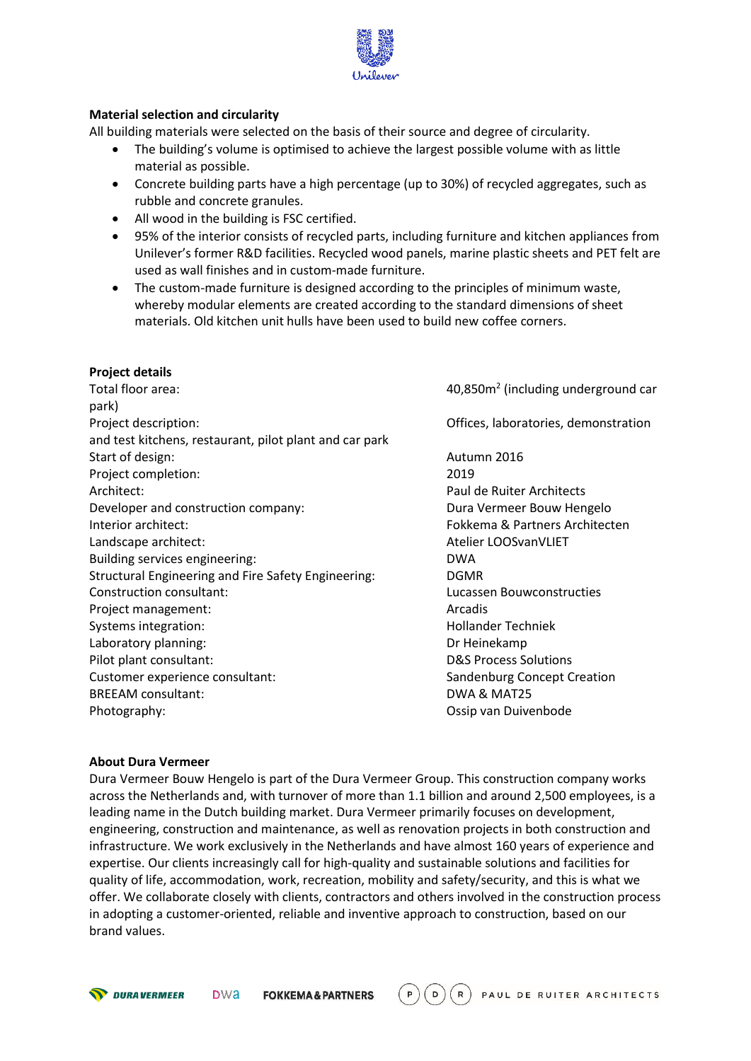## Material selection and circularity

All building materials were selected on the basis of their source and degree of circularity.

- The building's volume is optimised to achieve the largest possible volume with as little material as possible.
- Concrete building parts have a high percentage (up to 30%) of recycled aggregates, such as rubble and concrete granules.
- All wood in the building is FSC certified.
- 95% of the interior consists of recycled parts, including furniture and kitchen appliances from Unilever's former R&D facilities. Recycled wood panels, marine plastic sheets and PET felt are used as wall finishes and in custom-made furniture.
- The custom-made furniture is designed according to the principles of minimum waste, whereby modular elements are created according to the standard dimensions of sheet materials. Old kitchen unit hulls have been used to build new coffee corners.

## Project details

| | |
|---|---|
| Total floor area: | 40,850m$^2$ (including underground car park) |
| Project description: | Offices, laboratories, demonstration and test kitchens, restaurant, pilot plant and car park |
| Start of design: | Autumn 2016 |
| Project completion: | 2019 |
| Architect: | Paul de Ruiter Architects |
| Developer and construction company: | Dura Vermeer Bouw Hengelo |
| Interior architect: | Fokkema & Partners Architecten |
| Landscape architect: | Atelier LOOSvanVLIET |
| Building services engineering: | DWA |
| Structural Engineering and Fire Safety Engineering: | DGMR |
| Construction consultant: | Lucassen Bouwconstructies |
| Project management: | Arcadis |
| Systems integration: | Hollander Techniek |
| Laboratory planning: | Dr Heinekamp |
| Pilot plant consultant: | D&S Process Solutions |
| Customer experience consultant: | Sandenburg Concept Creation |
| BREEAM consultant: | DWA & MAT25 |
| Photography: | Ossip van Duivenbode |

## About Dura Vermeer

Dura Vermeer Bouw Hengelo is part of the Dura Vermeer Group. This construction company works across the Netherlands and, with turnover of more than 1.1 billion and around 2,500 employees, is a leading name in the Dutch building market. Dura Vermeer primarily focuses on development, engineering, construction and maintenance, as well as renovation projects in both construction and infrastructure. We work exclusively in the Netherlands and have almost 160 years of experience and expertise. Our clients increasingly call for high-quality and sustainable solutions and facilities for quality of life, accommodation, work, recreation, mobility and safety/security, and this is what we offer. We collaborate closely with clients, contractors and others involved in the construction process in adopting a customer-oriented, reliable and inventive approach to construction, based on our brand values.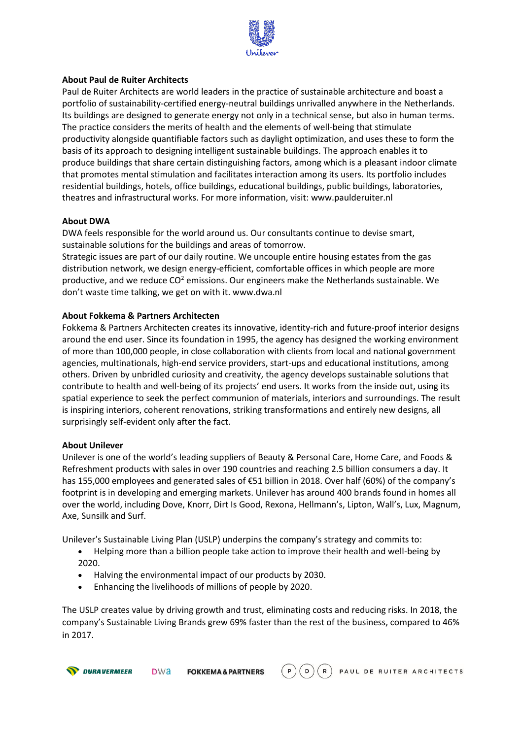**About Paul de Ruiter Architects**

Paul de Ruiter Architects are world leaders in the practice of sustainable architecture and boast a portfolio of sustainability-certified energy-neutral buildings unrivalled anywhere in the Netherlands. Its buildings are designed to generate energy not only in a technical sense, but also in human terms. The practice considers the merits of health and the elements of well-being that stimulate productivity alongside quantifiable factors such as daylight optimization, and uses these to form the basis of its approach to designing intelligent sustainable buildings. The approach enables it to produce buildings that share certain distinguishing factors, among which is a pleasant indoor climate that promotes mental stimulation and facilitates interaction among its users. Its portfolio includes residential buildings, hotels, office buildings, educational buildings, public buildings, laboratories, theatres and infrastructural works. For more information, visit: www.paulderuiter.nl

**About DWA**

DWA feels responsible for the world around us. Our consultants continue to devise smart, sustainable solutions for the buildings and areas of tomorrow.

Strategic issues are part of our daily routine. We uncouple entire housing estates from the gas distribution network, we design energy-efficient, comfortable offices in which people are more productive, and we reduce $CO^2$ emissions. Our engineers make the Netherlands sustainable. We don't waste time talking, we get on with it. www.dwa.nl

**About Fokkema & Partners Architecten**

Fokkema & Partners Architecten creates its innovative, identity-rich and future-proof interior designs around the end user. Since its foundation in 1995, the agency has designed the working environment of more than 100,000 people, in close collaboration with clients from local and national government agencies, multinationals, high-end service providers, start-ups and educational institutions, among others. Driven by unbridled curiosity and creativity, the agency develops sustainable solutions that contribute to health and well-being of its projects' end users. It works from the inside out, using its spatial experience to seek the perfect communion of materials, interiors and surroundings. The result is inspiring interiors, coherent renovations, striking transformations and entirely new designs, all surprisingly self-evident only after the fact.

**About Unilever**

Unilever is one of the world's leading suppliers of Beauty & Personal Care, Home Care, and Foods & Refreshment products with sales in over 190 countries and reaching 2.5 billion consumers a day. It has 155,000 employees and generated sales of €51 billion in 2018. Over half (60%) of the company's footprint is in developing and emerging markets. Unilever has around 400 brands found in homes all over the world, including Dove, Knorr, Dirt Is Good, Rexona, Hellmann's, Lipton, Wall's, Lux, Magnum, Axe, Sunsilk and Surf.

Unilever's Sustainable Living Plan (USLP) underpins the company's strategy and commits to:

- Helping more than a billion people take action to improve their health and well-being by 2020.
- Halving the environmental impact of our products by 2030.
- Enhancing the livelihoods of millions of people by 2020.

The USLP creates value by driving growth and trust, eliminating costs and reducing risks. In 2018, the company's Sustainable Living Brands grew 69% faster than the rest of the business, compared to 46% in 2017.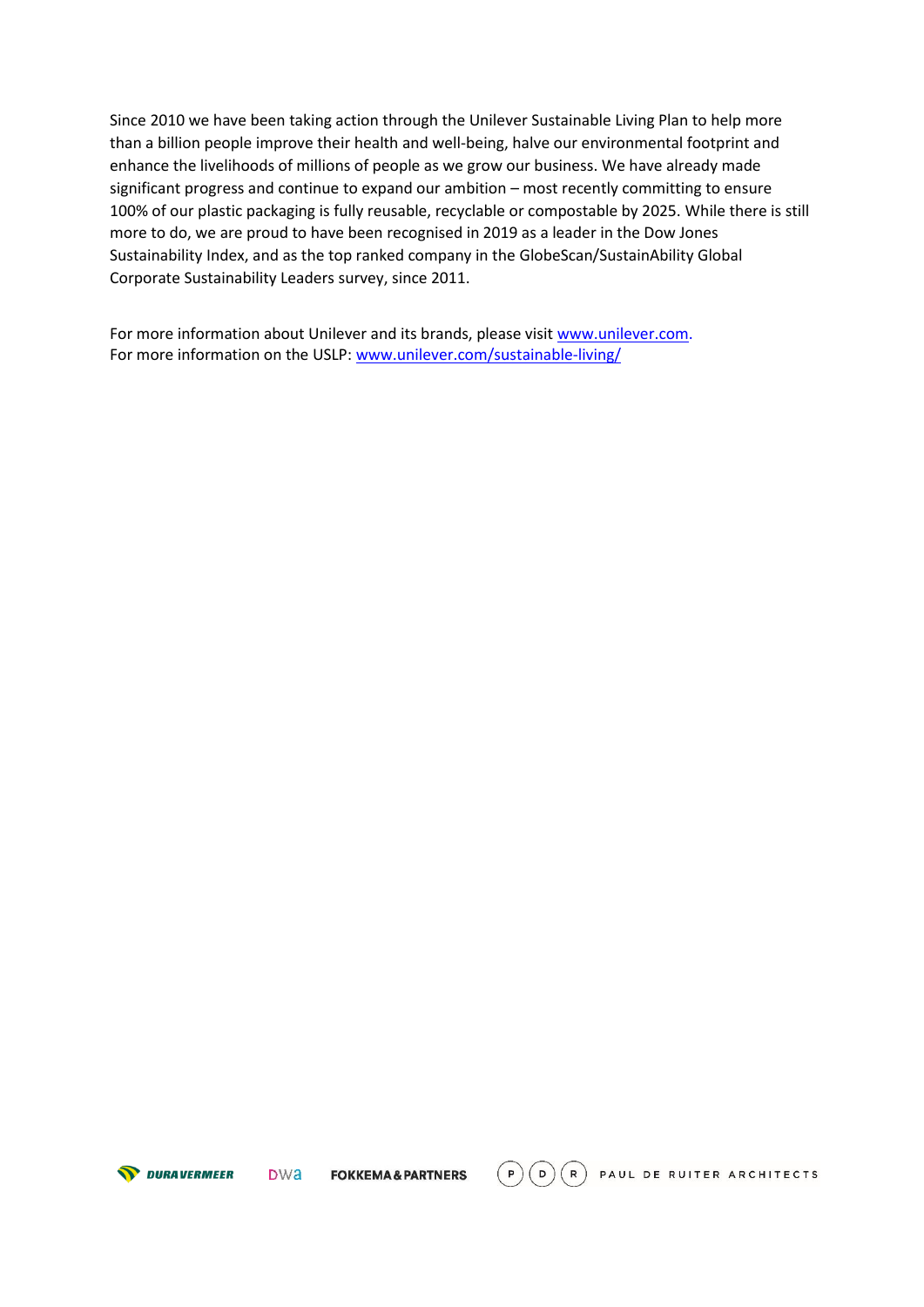Since 2010 we have been taking action through the Unilever Sustainable Living Plan to help more than a billion people improve their health and well-being, halve our environmental footprint and enhance the livelihoods of millions of people as we grow our business. We have already made significant progress and continue to expand our ambition – most recently committing to ensure 100% of our plastic packaging is fully reusable, recyclable or compostable by 2025. While there is still more to do, we are proud to have been recognised in 2019 as a leader in the Dow Jones Sustainability Index, and as the top ranked company in the GlobeScan/SustainAbility Global Corporate Sustainability Leaders survey, since 2011.

For more information about Unilever and its brands, please visit [www.unilever.com](http://www.unilever.com).
For more information on the USLP: [www.unilever.com/sustainable-living/](http://www.unilever.com/sustainable-living/)

DURAVERMEER DWA FOKKEMA & PARTNERS PAUL DE RUITER ARCHITECTS